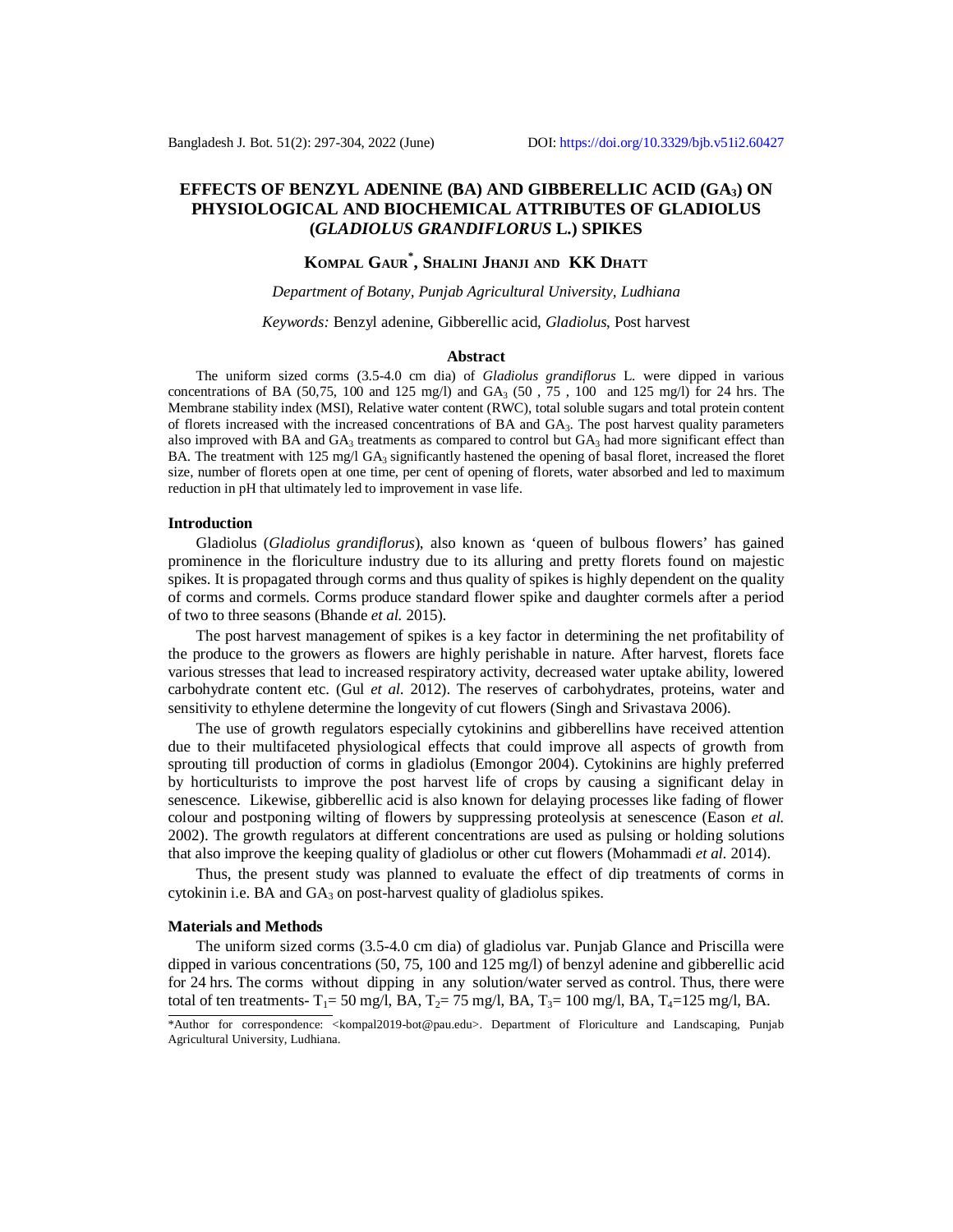# EFFECTS OF BENZYL ADENINE (BA) AND GIBBERELLIC ACID ($GA_3$) ON PHYSIOLOGICAL AND BIOCHEMICAL ATTRIBUTES OF GLADIOLUS (*GLADIOLUS GRANDIFLORUS* L.) SPIKES

**KOMPAL GAUR*, SHALINI JHANJI AND KK DHATT**

*Department of Botany, Punjab Agricultural University, Ludhiana*

*Keywords:* Benzyl adenine, Gibberellic acid, *Gladiolus*, Post harvest

## Abstract

The uniform sized corms (3.5-4.0 cm dia) of *Gladiolus grandiflorus* L. were dipped in various concentrations of BA (50,75, 100 and 125 mg/l) and $GA_3$ (50 , 75 , 100 and 125 mg/l) for 24 hrs. The Membrane stability index (MSI), Relative water content (RWC), total soluble sugars and total protein content of florets increased with the increased concentrations of BA and $GA_3$. The post harvest quality parameters also improved with BA and $GA_3$ treatments as compared to control but $GA_3$ had more significant effect than BA. The treatment with 125 mg/l $GA_3$ significantly hastened the opening of basal floret, increased the floret size, number of florets open at one time, per cent of opening of florets, water absorbed and led to maximum reduction in pH that ultimately led to improvement in vase life.

## Introduction

Gladiolus (*Gladiolus grandiflorus*), also known as 'queen of bulbous flowers' has gained prominence in the floriculture industry due to its alluring and pretty florets found on majestic spikes. It is propagated through corms and thus quality of spikes is highly dependent on the quality of corms and cormels. Corms produce standard flower spike and daughter cormels after a period of two to three seasons (Bhande *et al.* 2015).

The post harvest management of spikes is a key factor in determining the net profitability of the produce to the growers as flowers are highly perishable in nature. After harvest, florets face various stresses that lead to increased respiratory activity, decreased water uptake ability, lowered carbohydrate content etc. (Gul *et al.* 2012). The reserves of carbohydrates, proteins, water and sensitivity to ethylene determine the longevity of cut flowers (Singh and Srivastava 2006).

The use of growth regulators especially cytokinins and gibberellins have received attention due to their multifaceted physiological effects that could improve all aspects of growth from sprouting till production of corms in gladiolus (Emongor 2004). Cytokinins are highly preferred by horticulturists to improve the post harvest life of crops by causing a significant delay in senescence. Likewise, gibberellic acid is also known for delaying processes like fading of flower colour and postponing wilting of flowers by suppressing proteolysis at senescence (Eason *et al.* 2002). The growth regulators at different concentrations are used as pulsing or holding solutions that also improve the keeping quality of gladiolus or other cut flowers (Mohammadi *et al.* 2014).

Thus, the present study was planned to evaluate the effect of dip treatments of corms in cytokinin i.e. BA and $GA_3$ on post-harvest quality of gladiolus spikes.

## Materials and Methods

The uniform sized corms (3.5-4.0 cm dia) of gladiolus var. Punjab Glance and Priscilla were dipped in various concentrations (50, 75, 100 and 125 mg/l) of benzyl adenine and gibberellic acid for 24 hrs. The corms without dipping in any solution/water served as control. Thus, there were total of ten treatments- $T_1$= 50 mg/l, BA, $T_2$= 75 mg/l, BA, $T_3$= 100 mg/l, BA, $T_4$=125 mg/l, BA.

*Author for correspondence: <kompal2019-bot@pau.edu>. Department of Floriculture and Landscaping, Punjab Agricultural University, Ludhiana.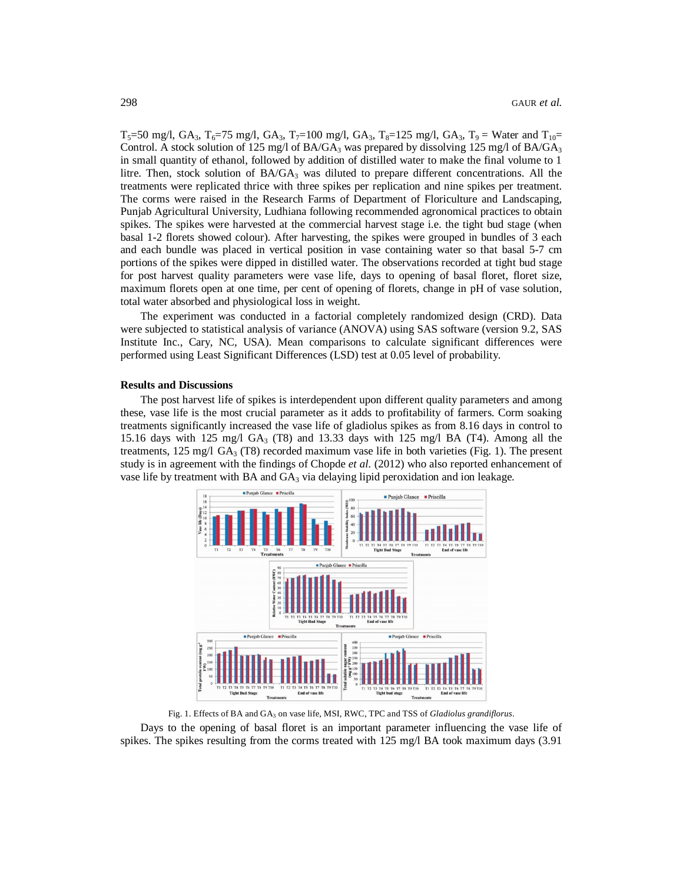$T_5$=50 mg/l, $GA_3$, $T_6$=75 mg/l, $GA_3$, $T_7$=100 mg/l, $GA_3$, $T_8$=125 mg/l, $GA_3$, $T_9$ = Water and $T_{10}$= Control. A stock solution of 125 mg/l of BA/$GA_3$ was prepared by dissolving 125 mg/l of BA/$GA_3$ in small quantity of ethanol, followed by addition of distilled water to make the final volume to 1 litre. Then, stock solution of BA/$GA_3$ was diluted to prepare different concentrations. All the treatments were replicated thrice with three spikes per replication and nine spikes per treatment. The corms were raised in the Research Farms of Department of Floriculture and Landscaping, Punjab Agricultural University, Ludhiana following recommended agronomical practices to obtain spikes. The spikes were harvested at the commercial harvest stage i.e. the tight bud stage (when basal 1-2 florets showed colour). After harvesting, the spikes were grouped in bundles of 3 each and each bundle was placed in vertical position in vase containing water so that basal 5-7 cm portions of the spikes were dipped in distilled water. The observations recorded at tight bud stage for post harvest quality parameters were vase life, days to opening of basal floret, floret size, maximum florets open at one time, per cent of opening of florets, change in pH of vase solution, total water absorbed and physiological loss in weight.

The experiment was conducted in a factorial completely randomized design (CRD). Data were subjected to statistical analysis of variance (ANOVA) using SAS software (version 9.2, SAS Institute Inc., Cary, NC, USA). Mean comparisons to calculate significant differences were performed using Least Significant Differences (LSD) test at 0.05 level of probability.

## Results and Discussions

The post harvest life of spikes is interdependent upon different quality parameters and among these, vase life is the most crucial parameter as it adds to profitability of farmers. Corm soaking treatments significantly increased the vase life of gladiolus spikes as from 8.16 days in control to 15.16 days with 125 mg/l $GA_3$ (T8) and 13.33 days with 125 mg/l BA (T4). Among all the treatments, 125 mg/l $GA_3$ (T8) recorded maximum vase life in both varieties (Fig. 1). The present study is in agreement with the findings of Chopde *et al.* (2012) who also reported enhancement of vase life by treatment with BA and $GA_3$ via delaying lipid peroxidation and ion leakage.

Fig. 1. Effects of BA and $GA_3$ on vase life, MSI, RWC, TPC and TSS of *Gladiolus grandiflorus*.

Days to the opening of basal floret is an important parameter influencing the vase life of spikes. The spikes resulting from the corms treated with 125 mg/l BA took maximum days (3.91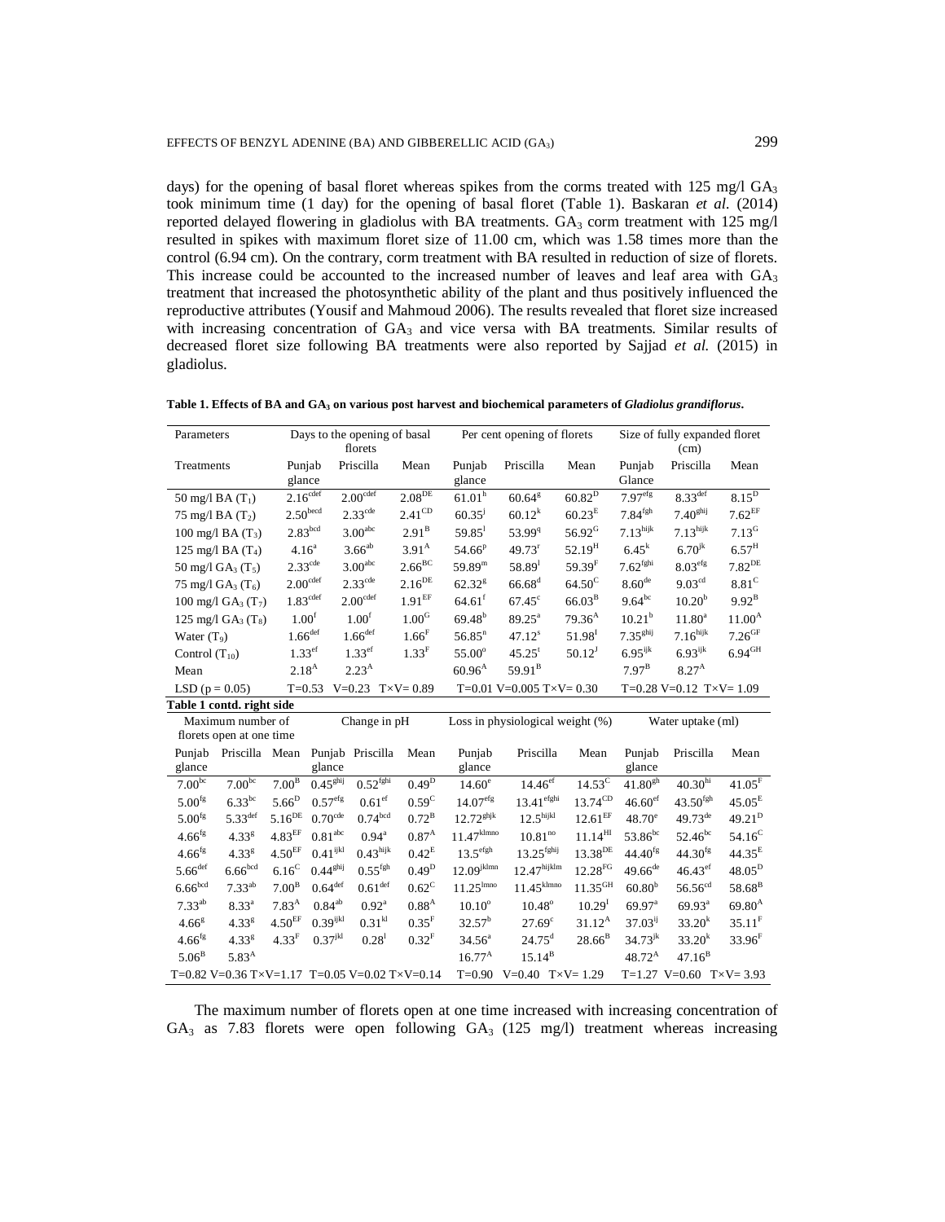days) for the opening of basal floret whereas spikes from the corms treated with 125 mg/l $GA_3$ took minimum time (1 day) for the opening of basal floret (Table 1). Baskaran *et al.* (2014) reported delayed flowering in gladiolus with BA treatments. $GA_3$ corm treatment with 125 mg/l resulted in spikes with maximum floret size of 11.00 cm, which was 1.58 times more than the control (6.94 cm). On the contrary, corm treatment with BA resulted in reduction of size of florets. This increase could be accounted to the increased number of leaves and leaf area with $GA_3$ treatment that increased the photosynthetic ability of the plant and thus positively influenced the reproductive attributes (Yousif and Mahmoud 2006). The results revealed that floret size increased with increasing concentration of $GA_3$ and vice versa with BA treatments. Similar results of decreased floret size following BA treatments were also reported by Sajjad *et al.* (2015) in gladiolus.

**Table 1. Effects of BA and $GA_3$ on various post harvest and biochemical parameters of *Gladiolus grandiflorus*.**

| Parameters | Days to the opening of basal florets | | | Per cent opening of florets | | | Size of fully expanded floret (cm) | | |
|---|---|---|---|---|---|---|---|---|---|
| Treatments | Punjab glance | Priscilla | Mean | Punjab glance | Priscilla | Mean | Punjab Glance | Priscilla | Mean |
| 50 mg/l BA ($T_1$) | $2.16^{cdef}$ | $2.00^{cdef}$ | $2.08^{DE}$ | $61.01^{h}$ | $60.64^{g}$ | $60.82^{D}$ | $7.97^{efg}$ | $8.33^{def}$ | $8.15^{D}$ |
| 75 mg/l BA ($T_2$) | $2.50^{bcd}$ | $2.33^{cde}$ | $2.41^{CD}$ | $60.35^{j}$ | $60.12^{k}$ | $60.23^{E}$ | $7.84^{fgh}$ | $7.40^{ghij}$ | $7.62^{EF}$ |
| 100 mg/l BA ($T_3$) | $2.83^{bcd}$ | $3.00^{abc}$ | $2.91^{B}$ | $59.85^{l}$ | $53.99^{q}$ | $56.92^{G}$ | $7.13^{hijk}$ | $7.13^{hijk}$ | $7.13^{G}$ |
| 125 mg/l BA ($T_4$) | $4.16^{a}$ | $3.66^{ab}$ | $3.91^{A}$ | $54.66^{p}$ | $49.73^{r}$ | $52.19^{H}$ | $6.45^{k}$ | $6.70^{jk}$ | $6.57^{H}$ |
| 50 mg/l $GA_3$ ($T_5$) | $2.33^{cde}$ | $3.00^{abc}$ | $2.66^{BC}$ | $59.89^{m}$ | $58.89^{l}$ | $59.39^{F}$ | $7.62^{fghi}$ | $8.03^{efg}$ | $7.82^{DE}$ |
| 75 mg/l $GA_3$ ($T_6$) | $2.00^{cdef}$ | $2.33^{cde}$ | $2.16^{DE}$ | $62.32^{g}$ | $66.68^{d}$ | $64.50^{C}$ | $8.60^{de}$ | $9.03^{cd}$ | $8.81^{C}$ |
| 100 mg/l $GA_3$ ($T_7$) | $1.83^{cdef}$ | $2.00^{cdef}$ | $1.91^{EF}$ | $64.61^{f}$ | $67.45^{c}$ | $66.03^{B}$ | $9.64^{bc}$ | $10.20^{b}$ | $9.92^{B}$ |
| 125 mg/l $GA_3$ ($T_8$) | $1.00^{f}$ | $1.00^{f}$ | $1.00^{G}$ | $69.48^{b}$ | $89.25^{a}$ | $79.36^{A}$ | $10.21^{b}$ | $11.80^{a}$ | $11.00^{A}$ |
| Water ($T_9$) | $1.66^{def}$ | $1.66^{def}$ | $1.66^{F}$ | $56.85^{n}$ | $47.12^{s}$ | $51.98^{I}$ | $7.35^{ghij}$ | $7.16^{hijk}$ | $7.26^{GF}$ |
| Control ($T_{10}$) | $1.33^{ef}$ | $1.33^{ef}$ | $1.33^{F}$ | $55.00^{o}$ | $45.25^{t}$ | $50.12^{J}$ | $6.95^{ijk}$ | $6.93^{ijk}$ | $6.94^{GH}$ |
| Mean | $2.18^{A}$ | $2.23^{A}$ | | $60.96^{A}$ | $59.91^{B}$ | | $7.97^{B}$ | $8.27^{A}$ | |
| LSD (p = 0.05) | T=0.53 V=0.23 T×V= 0.89 | | | T=0.01 V=0.005 T×V= 0.30 | | | T=0.28 V=0.12 T×V= 1.09 | | |

**Table 1 contd. right side**

| Maximum number of florets open at one time | | | Change in pH | | | Loss in physiological weight (%) | | | Water uptake (ml) | | |
|---|---|---|---|---|---|---|---|---|---|---|---|
| Punjab glance | Priscilla | Mean | Punjab glance | Priscilla | Mean | Punjab glance | Priscilla | Mean | Punjab glance | Priscilla | Mean |
| $7.00^{bc}$ | $7.00^{bc}$ | $7.00^{B}$ | $0.45^{ghij}$ | $0.52^{fghi}$ | $0.49^{D}$ | $14.60^{e}$ | $14.46^{ef}$ | $14.53^{C}$ | $41.80^{gh}$ | $40.30^{hi}$ | $41.05^{F}$ |
| $5.00^{fg}$ | $6.33^{bc}$ | $5.66^{D}$ | $0.57^{efg}$ | $0.61^{ef}$ | $0.59^{C}$ | $14.07^{efg}$ | $13.41^{efghi}$ | $13.74^{CD}$ | $46.60^{ef}$ | $43.50^{fgh}$ | $45.05^{E}$ |
| $5.00^{fg}$ | $5.33^{def}$ | $5.16^{DE}$ | $0.70^{cde}$ | $0.74^{bcd}$ | $0.72^{B}$ | $12.72^{ghjk}$ | $12.5^{hijkl}$ | $12.61^{EF}$ | $48.70^{e}$ | $49.73^{de}$ | $49.21^{D}$ |
| $4.66^{fg}$ | $4.33^{g}$ | $4.83^{EF}$ | $0.81^{abc}$ | $0.94^{a}$ | $0.87^{A}$ | $11.47^{klmno}$ | $10.81^{no}$ | $11.14^{HI}$ | $53.86^{bc}$ | $52.46^{bc}$ | $54.16^{C}$ |
| $4.66^{fg}$ | $4.33^{g}$ | $4.50^{EF}$ | $0.41^{ijkl}$ | $0.43^{hijk}$ | $0.42^{E}$ | $13.5^{efgh}$ | $13.25^{fghij}$ | $13.38^{DE}$ | $44.40^{fg}$ | $44.30^{fg}$ | $44.35^{E}$ |
| $5.66^{def}$ | $6.66^{bcd}$ | $6.16^{C}$ | $0.44^{ghij}$ | $0.55^{fgh}$ | $0.49^{D}$ | $12.09^{jklmn}$ | $12.47^{hijklm}$ | $12.28^{FG}$ | $49.66^{de}$ | $46.43^{ef}$ | $48.05^{D}$ |
| $6.66^{bcd}$ | $7.33^{ab}$ | $7.00^{B}$ | $0.64^{def}$ | $0.61^{def}$ | $0.62^{C}$ | $11.25^{lmno}$ | $11.45^{klmno}$ | $11.35^{GH}$ | $60.80^{b}$ | $56.56^{cd}$ | $58.68^{B}$ |
| $7.33^{ab}$ | $8.33^{a}$ | $7.83^{A}$ | $0.84^{ab}$ | $0.92^{a}$ | $0.88^{A}$ | $10.10^{o}$ | $10.48^{o}$ | $10.29^{I}$ | $69.97^{a}$ | $69.93^{a}$ | $69.80^{A}$ |
| $4.66^{g}$ | $4.33^{g}$ | $4.50^{EF}$ | $0.39^{ijkl}$ | $0.31^{kl}$ | $0.35^{F}$ | $34.56^{a}$ | $27.69^{c}$ | $31.12^{A}$ | $37.03^{ij}$ | $33.20^{k}$ | $35.11^{F}$ |
| $4.66^{fg}$ | $4.33^{g}$ | $4.33^{F}$ | $0.37^{jkl}$ | $0.28^{l}$ | $0.32^{F}$ | $24.75^{b}$ | $24.75^{d}$ | $28.66^{B}$ | $34.73^{jk}$ | $33.20^{k}$ | $33.96^{F}$ |
| $5.06^{B}$ | $5.83^{A}$ | | | | | $16.77^{A}$ | $15.14^{B}$ | | $48.72^{A}$ | $47.16^{B}$ | |
| T=0.82 V=0.36 T×V=1.17 | | | T=0.05 V=0.02 T×V=0.14 | | | T=0.90 V=0.40 T×V= 1.29 | | | T=1.27 V=0.60 T×V= 3.93 | | |

The maximum number of florets open at one time increased with increasing concentration of $GA_3$ as 7.83 florets were open following $GA_3$ (125 mg/l) treatment whereas increasing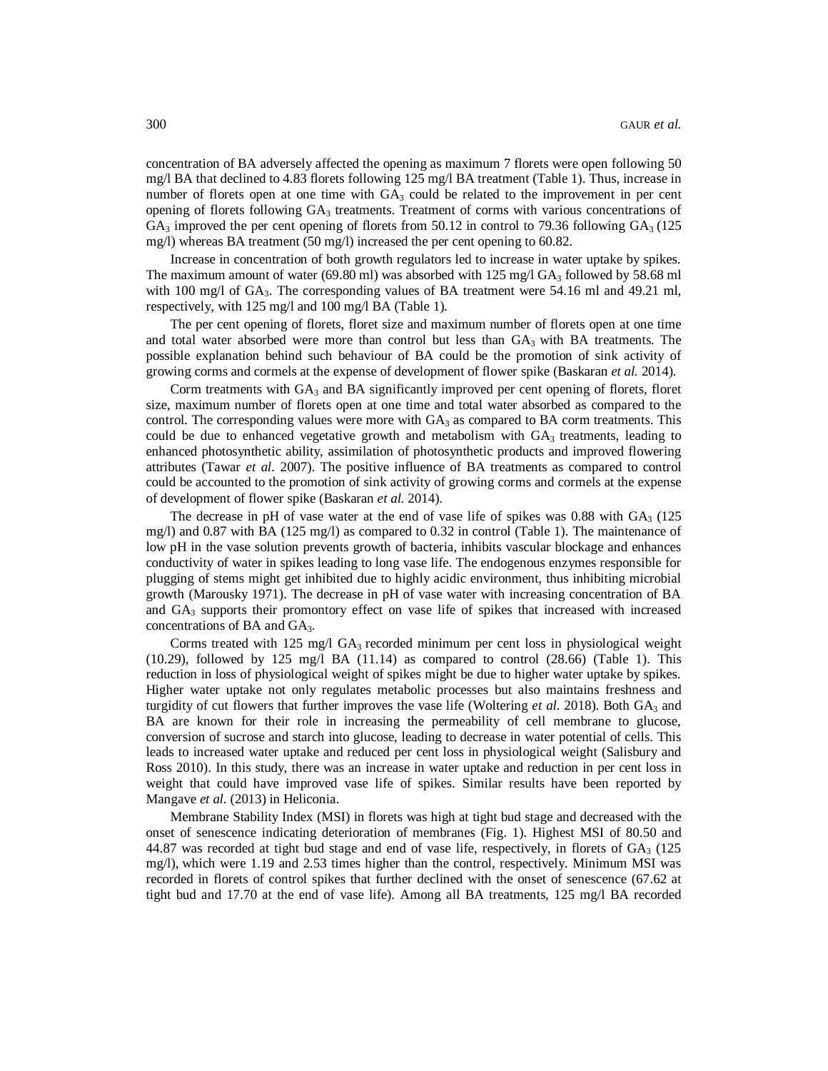concentration of BA adversely affected the opening as maximum 7 florets were open following 50 mg/l BA that declined to 4.83 florets following 125 mg/l BA treatment (Table 1). Thus, increase in number of florets open at one time with $GA_3$ could be related to the improvement in per cent opening of florets following $GA_3$ treatments. Treatment of corms with various concentrations of $GA_3$ improved the per cent opening of florets from 50.12 in control to 79.36 following $GA_3$ (125 mg/l) whereas BA treatment (50 mg/l) increased the per cent opening to 60.82.

Increase in concentration of both growth regulators led to increase in water uptake by spikes. The maximum amount of water (69.80 ml) was absorbed with 125 mg/l $GA_3$ followed by 58.68 ml with 100 mg/l of $GA_3$. The corresponding values of BA treatment were 54.16 ml and 49.21 ml, respectively, with 125 mg/l and 100 mg/l BA (Table 1).

The per cent opening of florets, floret size and maximum number of florets open at one time and total water absorbed were more than control but less than $GA_3$ with BA treatments. The possible explanation behind such behaviour of BA could be the promotion of sink activity of growing corms and cormels at the expense of development of flower spike (Baskaran *et al.* 2014).

Corm treatments with $GA_3$ and BA significantly improved per cent opening of florets, floret size, maximum number of florets open at one time and total water absorbed as compared to the control. The corresponding values were more with $GA_3$ as compared to BA corm treatments. This could be due to enhanced vegetative growth and metabolism with $GA_3$ treatments, leading to enhanced photosynthetic ability, assimilation of photosynthetic products and improved flowering attributes (Tawar *et al*. 2007). The positive influence of BA treatments as compared to control could be accounted to the promotion of sink activity of growing corms and cormels at the expense of development of flower spike (Baskaran *et al.* 2014).

The decrease in pH of vase water at the end of vase life of spikes was 0.88 with $GA_3$ (125 mg/l) and 0.87 with BA (125 mg/l) as compared to 0.32 in control (Table 1). The maintenance of low pH in the vase solution prevents growth of bacteria, inhibits vascular blockage and enhances conductivity of water in spikes leading to long vase life. The endogenous enzymes responsible for plugging of stems might get inhibited due to highly acidic environment, thus inhibiting microbial growth (Marousky 1971). The decrease in pH of vase water with increasing concentration of BA and $GA_3$ supports their promontory effect on vase life of spikes that increased with increased concentrations of BA and $GA_3$.

Corms treated with 125 mg/l $GA_3$ recorded minimum per cent loss in physiological weight (10.29), followed by 125 mg/l BA (11.14) as compared to control (28.66) (Table 1). This reduction in loss of physiological weight of spikes might be due to higher water uptake by spikes. Higher water uptake not only regulates metabolic processes but also maintains freshness and turgidity of cut flowers that further improves the vase life (Woltering *et al.* 2018). Both $GA_3$ and BA are known for their role in increasing the permeability of cell membrane to glucose, conversion of sucrose and starch into glucose, leading to decrease in water potential of cells. This leads to increased water uptake and reduced per cent loss in physiological weight (Salisbury and Ross 2010). In this study, there was an increase in water uptake and reduction in per cent loss in weight that could have improved vase life of spikes. Similar results have been reported by Mangave *et al.* (2013) in Heliconia.

Membrane Stability Index (MSI) in florets was high at tight bud stage and decreased with the onset of senescence indicating deterioration of membranes (Fig. 1). Highest MSI of 80.50 and 44.87 was recorded at tight bud stage and end of vase life, respectively, in florets of $GA_3$ (125 mg/l), which were 1.19 and 2.53 times higher than the control, respectively. Minimum MSI was recorded in florets of control spikes that further declined with the onset of senescence (67.62 at tight bud and 17.70 at the end of vase life). Among all BA treatments, 125 mg/l BA recorded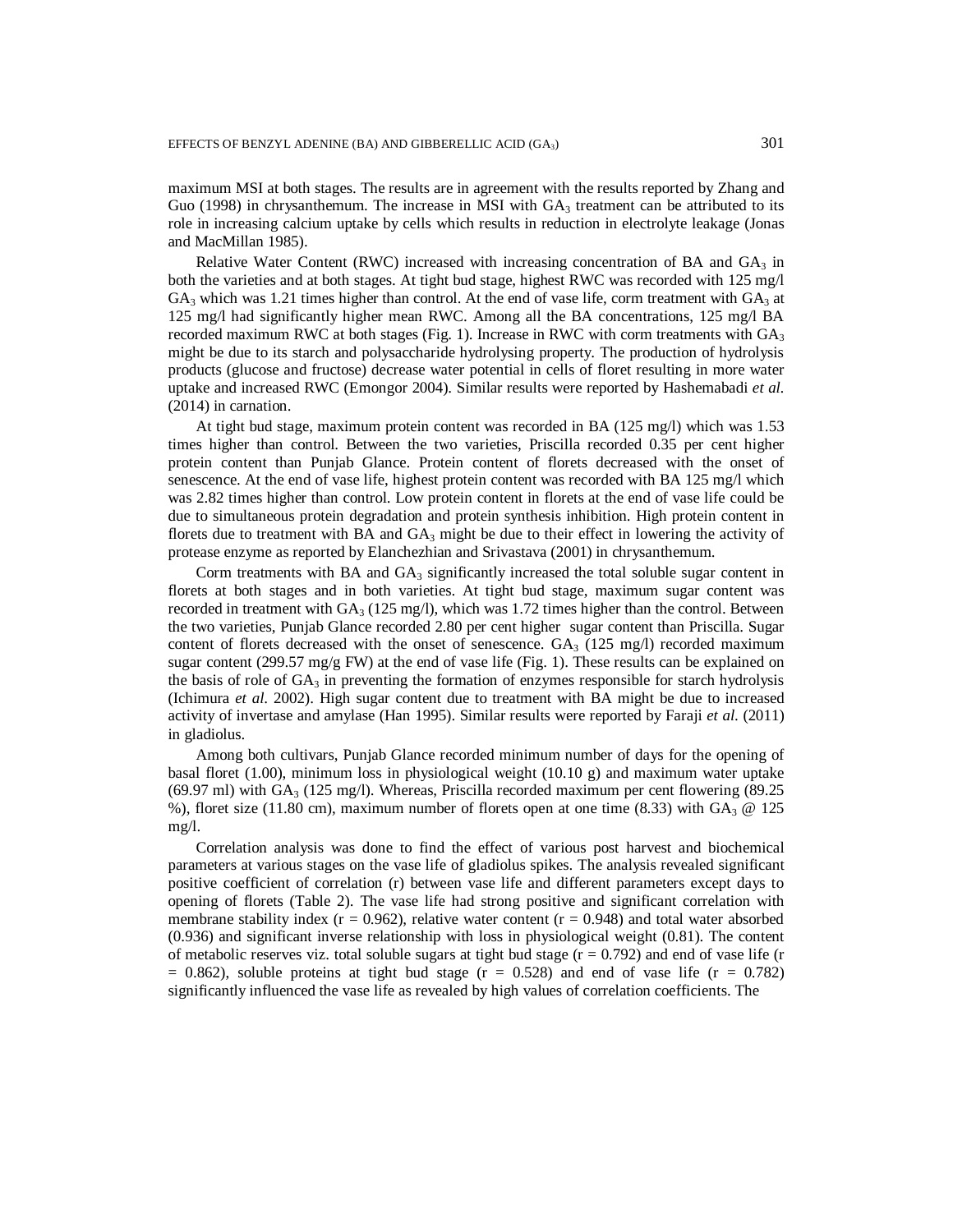maximum MSI at both stages. The results are in agreement with the results reported by Zhang and Guo (1998) in chrysanthemum. The increase in MSI with $GA_3$ treatment can be attributed to its role in increasing calcium uptake by cells which results in reduction in electrolyte leakage (Jonas and MacMillan 1985).

Relative Water Content (RWC) increased with increasing concentration of BA and $GA_3$ in both the varieties and at both stages. At tight bud stage, highest RWC was recorded with 125 mg/l $GA_3$ which was 1.21 times higher than control. At the end of vase life, corm treatment with $GA_3$ at 125 mg/l had significantly higher mean RWC. Among all the BA concentrations, 125 mg/l BA recorded maximum RWC at both stages (Fig. 1). Increase in RWC with corm treatments with $GA_3$ might be due to its starch and polysaccharide hydrolysing property. The production of hydrolysis products (glucose and fructose) decrease water potential in cells of floret resulting in more water uptake and increased RWC (Emongor 2004). Similar results were reported by Hashemabadi *et al.* (2014) in carnation.

At tight bud stage, maximum protein content was recorded in BA (125 mg/l) which was 1.53 times higher than control. Between the two varieties, Priscilla recorded 0.35 per cent higher protein content than Punjab Glance. Protein content of florets decreased with the onset of senescence. At the end of vase life, highest protein content was recorded with BA 125 mg/l which was 2.82 times higher than control. Low protein content in florets at the end of vase life could be due to simultaneous protein degradation and protein synthesis inhibition. High protein content in florets due to treatment with BA and $GA_3$ might be due to their effect in lowering the activity of protease enzyme as reported by Elanchezhian and Srivastava (2001) in chrysanthemum.

Corm treatments with BA and $GA_3$ significantly increased the total soluble sugar content in florets at both stages and in both varieties. At tight bud stage, maximum sugar content was recorded in treatment with $GA_3$ (125 mg/l), which was 1.72 times higher than the control. Between the two varieties, Punjab Glance recorded 2.80 per cent higher sugar content than Priscilla. Sugar content of florets decreased with the onset of senescence. $GA_3$ (125 mg/l) recorded maximum sugar content (299.57 mg/g FW) at the end of vase life (Fig. 1). These results can be explained on the basis of role of $GA_3$ in preventing the formation of enzymes responsible for starch hydrolysis (Ichimura *et al.* 2002). High sugar content due to treatment with BA might be due to increased activity of invertase and amylase (Han 1995). Similar results were reported by Faraji *et al.* (2011) in gladiolus.

Among both cultivars, Punjab Glance recorded minimum number of days for the opening of basal floret (1.00), minimum loss in physiological weight (10.10 g) and maximum water uptake (69.97 ml) with $GA_3$ (125 mg/l). Whereas, Priscilla recorded maximum per cent flowering (89.25 %), floret size (11.80 cm), maximum number of florets open at one time (8.33) with $GA_3$ @ 125 mg/l.

Correlation analysis was done to find the effect of various post harvest and biochemical parameters at various stages on the vase life of gladiolus spikes. The analysis revealed significant positive coefficient of correlation (r) between vase life and different parameters except days to opening of florets (Table 2). The vase life had strong positive and significant correlation with membrane stability index ($r = 0.962$), relative water content ($r = 0.948$) and total water absorbed (0.936) and significant inverse relationship with loss in physiological weight (0.81). The content of metabolic reserves viz. total soluble sugars at tight bud stage ($r = 0.792$) and end of vase life ($r = 0.862$), soluble proteins at tight bud stage ($r = 0.528$) and end of vase life ($r = 0.782$) significantly influenced the vase life as revealed by high values of correlation coefficients. The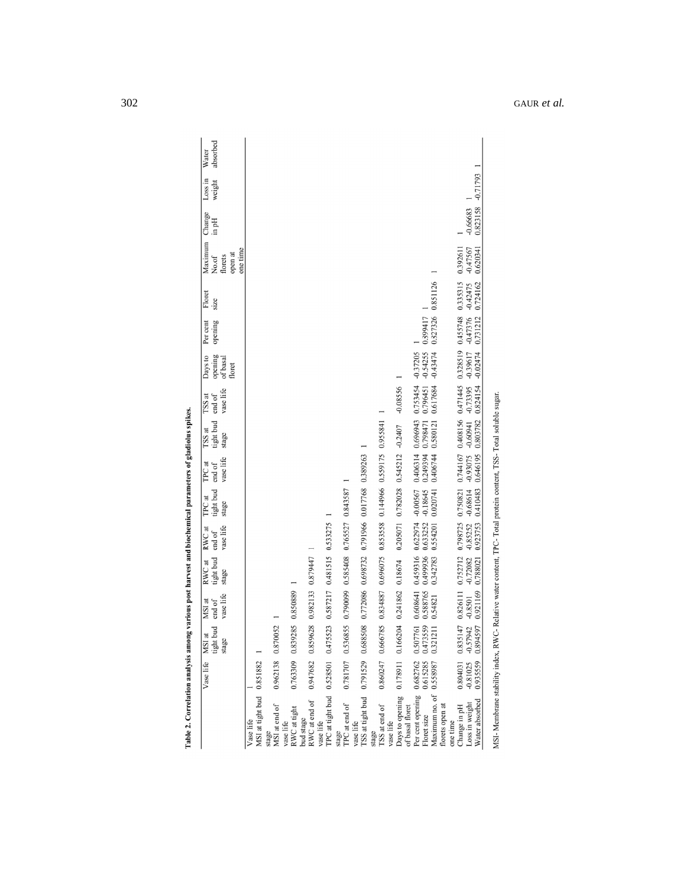**Table 2. Correlation analysis among various post harvest and biochemical parameters of gladiolus spikes.**

| | Vase life | MSI at tight bud stage | MSI at end of vase life | RWC at tight bud stage | RWC at end of vase life | TPC at tight bud stage | TPC at end of vase life | TSS at tight bud stage | TSS at end of vase life | Days to opening of basal floret | Per cent opening | Floret size | Maximum No.of florets open at one time | Change in pH | Loss in weight | Water absorbed |
|---|---|---|---|---|---|---|---|---|---|---|---|---|---|---|---|---|
| Vase life | 1 | | | | | | | | | | | | | | | |
| MSI at tight bud stage | 0.851882 | 1 | | | | | | | | | | | | | | |
| MSI at end of vase life | 0.962138 | 0.870052 | 1 | | | | | | | | | | | | | |
| RWC at tight bud stage | 0.763309 | 0.839285 | 0.850889 | 1 | | | | | | | | | | | | |
| RWC at end of vase life | 0.947682 | 0.859628 | 0.982133 | 0.879447 | 1 | | | | | | | | | | | |
| TPC at tight bud stage | 0.528501 | 0.475523 | 0.587217 | 0.481515 | 0.533275 | 1 | | | | | | | | | | |
| TPC at end of vase life | 0.781707 | 0.536855 | 0.790099 | 0.585408 | 0.765527 | 0.843587 | 1 | | | | | | | | | |
| TSS at tight bud stage | 0.791529 | 0.688508 | 0.772086 | 0.698732 | 0.791966 | 0.017768 | 0.389263 | 1 | | | | | | | | |
| TSS at end of vase life | 0.860247 | 0.666785 | 0.834887 | 0.696075 | 0.853558 | 0.144966 | 0.559175 | 0.955841 | 1 | | | | | | | |
| Days to opening of basal floret | 0.178911 | 0.166204 | 0.241862 | 0.18674 | 0.205071 | 0.782028 | 0.545212 | -0.2407 | -0.08556 | 1 | | | | | | |
| Per cent opening | 0.682762 | 0.507761 | 0.608641 | 0.459316 | 0.622974 | -0.00567 | 0.406314 | 0.696943 | 0.753454 | -0.37205 | 1 | | | | | |
| Floret size | 0.615285 | 0.473559 | 0.588765 | 0.499936 | 0.633252 | -0.18645 | 0.249394 | 0.798471 | 0.796451 | -0.54255 | 0.399417 | 1 | | | | |
| Maximum no. of florets open at one time | 0.558987 | 0.321211 | 0.54821 | 0.342783 | 0.554201 | 0.020741 | 0.406744 | 0.580121 | 0.617684 | -0.43474 | 0.327326 | 0.851126 | 1 | | | |
| Change in pH | 0.804031 | 0.835147 | 0.826111 | 0.752712 | 0.798725 | 0.750821 | 0.744167 | 0.408156 | 0.471445 | 0.328519 | 0.455748 | 0.335315 | 0.392611 | 1 | | |
| Loss in weight | -0.81025 | -0.57942 | -0.8501 | -0.72082 | -0.85252 | -0.68614 | -0.93075 | -0.60941 | -0.73395 | -0.39617 | -0.47376 | -0.42475 | -0.47567 | -0.66683 | 1 | |
| Water absorbed | 0.935559 | 0.894597 | 0.921169 | 0.788021 | 0.923753 | 0.410483 | 0.646195 | 0.803782 | 0.824154 | -0.02474 | 0.731212 | 0.724162 | 0.620341 | 0.823158 | -0.71793 | 1 |

MSI- Membrane stability index, RWC- Relative water content, TPC- Total protein content, TSS- Total soluble sugar.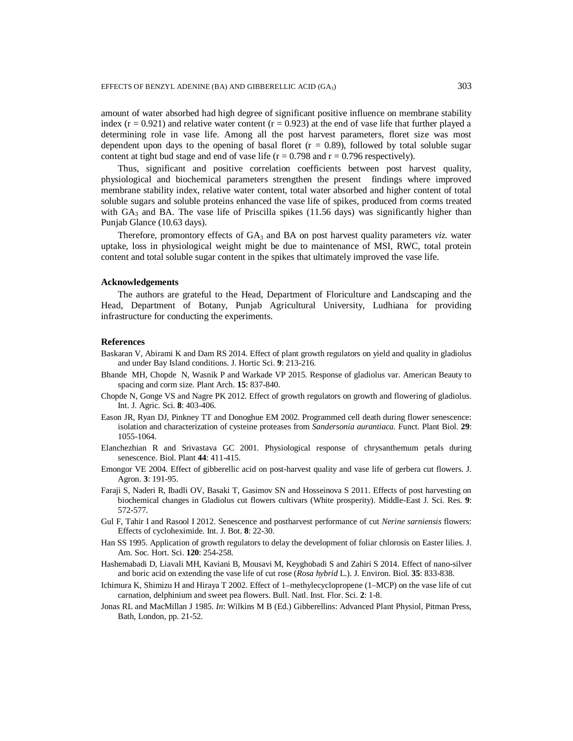amount of water absorbed had high degree of significant positive influence on membrane stability index ($r = 0.921$) and relative water content ($r = 0.923$) at the end of vase life that further played a determining role in vase life. Among all the post harvest parameters, floret size was most dependent upon days to the opening of basal floret ($r = 0.89$), followed by total soluble sugar content at tight bud stage and end of vase life ($r = 0.798$ and $r = 0.796$ respectively).

Thus, significant and positive correlation coefficients between post harvest quality, physiological and biochemical parameters strengthen the present findings where improved membrane stability index, relative water content, total water absorbed and higher content of total soluble sugars and soluble proteins enhanced the vase life of spikes, produced from corms treated with $GA_3$ and BA. The vase life of Priscilla spikes (11.56 days) was significantly higher than Punjab Glance (10.63 days).

Therefore, promontory effects of $GA_3$ and BA on post harvest quality parameters *viz.* water uptake, loss in physiological weight might be due to maintenance of MSI, RWC, total protein content and total soluble sugar content in the spikes that ultimately improved the vase life.

### Acknowledgements

The authors are grateful to the Head, Department of Floriculture and Landscaping and the Head, Department of Botany, Punjab Agricultural University, Ludhiana for providing infrastructure for conducting the experiments.

### References

Baskaran V, Abirami K and Dam RS 2014. Effect of plant growth regulators on yield and quality in gladiolus and under Bay Island conditions. J. Hortic Sci. **9**: 213-216.

Bhande MH, Chopde N, Wasnik P and Warkade VP 2015. Response of gladiolus var. American Beauty to spacing and corm size. Plant Arch. **15**: 837-840.

Chopde N, Gonge VS and Nagre PK 2012. Effect of growth regulators on growth and flowering of gladiolus. Int. J. Agric. Sci. **8**: 403-406.

Eason JR, Ryan DJ, Pinkney TT and Donoghue EM 2002. Programmed cell death during flower senescence: isolation and characterization of cysteine proteases from *Sandersonia aurantiaca*. Funct. Plant Biol. **29**: 1055-1064.

Elanchezhian R and Srivastava GC 2001. Physiological response of chrysanthemum petals during senescence. Biol. Plant **44**: 411-415.

Emongor VE 2004. Effect of gibberellic acid on post-harvest quality and vase life of gerbera cut flowers. J. Agron. **3**: 191-95.

Faraji S, Naderi R, Ibadli OV, Basaki T, Gasimov SN and Hosseinova S 2011. Effects of post harvesting on biochemical changes in Gladiolus cut flowers cultivars (White prosperity). Middle-East J. Sci. Res. **9**: 572-577.

Gul F, Tahir I and Rasool I 2012. Senescence and postharvest performance of cut *Nerine sarniensis* flowers: Effects of cycloheximide. Int. J. Bot. **8**: 22-30.

Han SS 1995. Application of growth regulators to delay the development of foliar chlorosis on Easter lilies. J. Am. Soc. Hort. Sci. **120**: 254-258.

Hashemabadi D, Liavali MH, Kaviani B, Mousavi M, Keyghobadi S and Zahiri S 2014. Effect of nano-silver and boric acid on extending the vase life of cut rose (*Rosa hybrid* L.). J. Environ. Biol. **35**: 833-838.

Ichimura K, Shimizu H and Hiraya T 2002. Effect of 1–methylecyclopropene (1–MCP) on the vase life of cut carnation, delphinium and sweet pea flowers. Bull. Natl. Inst. Flor. Sci. **2**: 1-8.

Jonas RL and MacMillan J 1985. *In*: Wilkins M B (Ed.) Gibberellins: Advanced Plant Physiol, Pitman Press, Bath, London, pp. 21-52.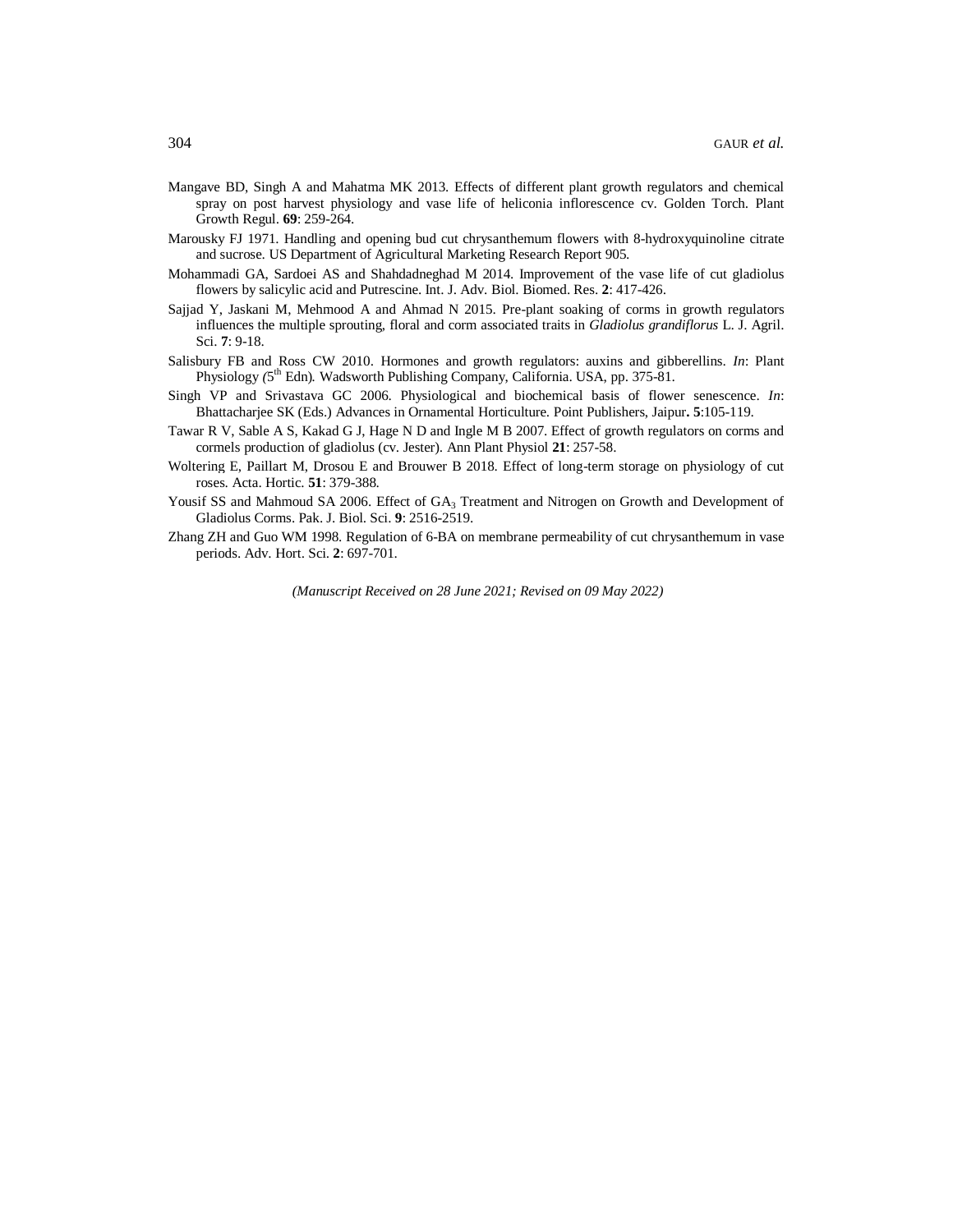Mangave BD, Singh A and Mahatma MK 2013. Effects of different plant growth regulators and chemical spray on post harvest physiology and vase life of heliconia inflorescence cv. Golden Torch. Plant Growth Regul. **69**: 259-264.

Marousky FJ 1971. Handling and opening bud cut chrysanthemum flowers with 8-hydroxyquinoline citrate and sucrose. US Department of Agricultural Marketing Research Report 905.

Mohammadi GA, Sardoei AS and Shahdadneghad M 2014. Improvement of the vase life of cut gladiolus flowers by salicylic acid and Putrescine. Int. J. Adv. Biol. Biomed. Res. **2**: 417-426.

Sajjad Y, Jaskani M, Mehmood A and Ahmad N 2015. Pre-plant soaking of corms in growth regulators influences the multiple sprouting, floral and corm associated traits in *Gladiolus grandiflorus* L. J. Agril. Sci. **7**: 9-18.

Salisbury FB and Ross CW 2010. Hormones and growth regulators: auxins and gibberellins. *In*: Plant Physiology (5th Edn). Wadsworth Publishing Company, California. USA, pp. 375-81.

Singh VP and Srivastava GC 2006. Physiological and biochemical basis of flower senescence. *In*: Bhattacharjee SK (Eds.) Advances in Ornamental Horticulture. Point Publishers, Jaipur**. 5**:105-119.

Tawar R V, Sable A S, Kakad G J, Hage N D and Ingle M B 2007. Effect of growth regulators on corms and cormels production of gladiolus (cv. Jester). Ann Plant Physiol **21**: 257-58.

Woltering E, Paillart M, Drosou E and Brouwer B 2018. Effect of long-term storage on physiology of cut roses. Acta. Hortic. **51**: 379-388.

Yousif SS and Mahmoud SA 2006. Effect of $GA_3$ Treatment and Nitrogen on Growth and Development of Gladiolus Corms. Pak. J. Biol. Sci. **9**: 2516-2519.

Zhang ZH and Guo WM 1998. Regulation of 6-BA on membrane permeability of cut chrysanthemum in vase periods. Adv. Hort. Sci. **2**: 697-701.

*(Manuscript Received on 28 June 2021; Revised on 09 May 2022)*